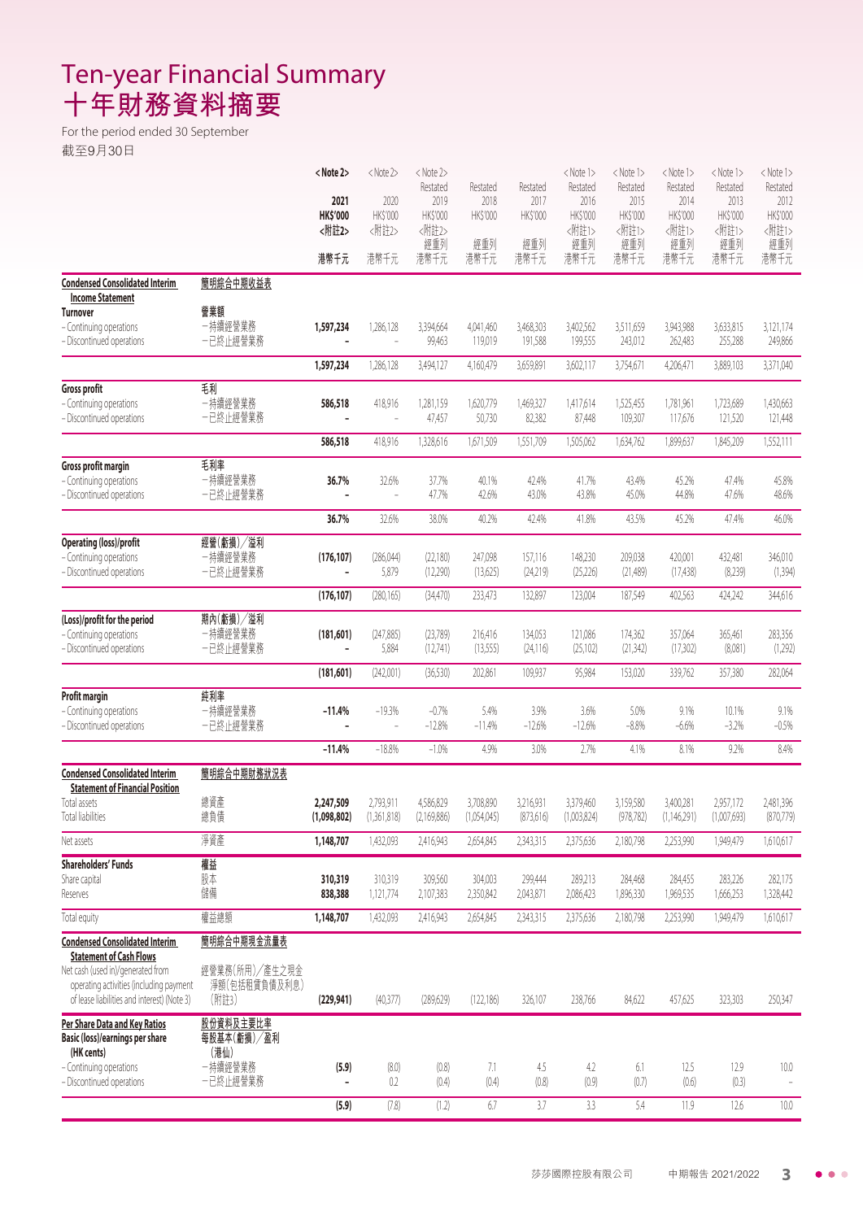# Ten-year Financial Summary
# 十年財務資料摘要

For the period ended 30 September
截至9月30日

| | | <Note 2> 2021 HK$'000 <附註2> 港幣千元 | <Note 2> 2020 HK$'000 <附註2> 港幣千元 | <Note 2> Restated 2019 HK$'000 <附註2> 經重列 港幣千元 | Restated 2018 HK$'000 經重列 港幣千元 | Restated 2017 HK$'000 經重列 港幣千元 | <Note 1> Restated 2016 HK$'000 <附註1> 經重列 港幣千元 | <Note 1> Restated 2015 HK$'000 <附註1> 經重列 港幣千元 | <Note 1> Restated 2014 HK$'000 <附註1> 經重列 港幣千元 | <Note 1> Restated 2013 HK$'000 <附註1> 經重列 港幣千元 | <Note 1> Restated 2012 HK$'000 <附註1> 經重列 港幣千元 |
|---|---|---|---|---|---|---|---|---|---|---|---|
| **Condensed Consolidated Interim Income Statement** | **簡明綜合中期收益表** | | | | | | | | | | |
| **Turnover** | **營業額** | | | | | | | | | | |
| – Continuing operations | –持續經營業務 | **1,597,234** | 1,286,128 | 3,394,664 | 4,041,460 | 3,468,303 | 3,402,562 | 3,511,659 | 3,943,988 | 3,633,815 | 3,121,174 |
| – Discontinued operations | –已終止經營業務 | **–** | – | 99,463 | 119,019 | 191,588 | 199,555 | 243,012 | 262,483 | 255,288 | 249,866 |
| | | **1,597,234** | 1,286,128 | 3,494,127 | 4,160,479 | 3,659,891 | 3,602,117 | 3,754,671 | 4,206,471 | 3,889,103 | 3,371,040 |
| **Gross profit** | **毛利** | | | | | | | | | | |
| – Continuing operations | –持續經營業務 | **586,518** | 418,916 | 1,281,159 | 1,620,779 | 1,469,327 | 1,417,614 | 1,525,455 | 1,781,961 | 1,723,689 | 1,430,663 |
| – Discontinued operations | –已終止經營業務 | **–** | – | 47,457 | 50,730 | 82,382 | 87,448 | 109,307 | 117,676 | 121,520 | 121,448 |
| | | **586,518** | 418,916 | 1,328,616 | 1,671,509 | 1,551,709 | 1,505,062 | 1,634,762 | 1,899,637 | 1,845,209 | 1,552,111 |
| **Gross profit margin** | **毛利率** | | | | | | | | | | |
| – Continuing operations | –持續經營業務 | **36.7%** | 32.6% | 37.7% | 40.1% | 42.4% | 41.7% | 43.4% | 45.2% | 47.4% | 45.8% |
| – Discontinued operations | –已終止經營業務 | **–** | – | 47.7% | 42.6% | 43.0% | 43.8% | 45.0% | 44.8% | 47.6% | 48.6% |
| | | **36.7%** | 32.6% | 38.0% | 40.2% | 42.4% | 41.8% | 43.5% | 45.2% | 47.4% | 46.0% |
| **Operating (loss)/profit** | **經營(虧損)/溢利** | | | | | | | | | | |
| – Continuing operations | –持續經營業務 | **(176,107)** | (286,044) | (22,180) | 247,098 | 157,116 | 148,230 | 209,038 | 420,001 | 432,481 | 346,010 |
| – Discontinued operations | –已終止經營業務 | **–** | 5,879 | (12,290) | (13,625) | (24,219) | (25,226) | (21,489) | (17,438) | (8,239) | (1,394) |
| | | **(176,107)** | (280,165) | (34,470) | 233,473 | 132,897 | 123,004 | 187,549 | 402,563 | 424,242 | 344,616 |
| **(Loss)/profit for the period** | **期內(虧損)/溢利** | | | | | | | | | | |
| – Continuing operations | –持續經營業務 | **(181,601)** | (247,885) | (23,789) | 216,416 | 134,053 | 121,086 | 174,362 | 357,064 | 365,461 | 283,356 |
| – Discontinued operations | –已終止經營業務 | **–** | 5,884 | (12,741) | (13,555) | (24,116) | (25,102) | (21,342) | (17,302) | (8,081) | (1,292) |
| | | **(181,601)** | (242,001) | (36,530) | 202,861 | 109,937 | 95,984 | 153,020 | 339,762 | 357,380 | 282,064 |
| **Profit margin** | **純利率** | | | | | | | | | | |
| – Continuing operations | –持續經營業務 | **-11.4%** | -19.3% | -0.7% | 5.4% | 3.9% | 3.6% | 5.0% | 9.1% | 10.1% | 9.1% |
| – Discontinued operations | –已終止經營業務 | **–** | – | -12.8% | -11.4% | -12.6% | -12.6% | -8.8% | -6.6% | -3.2% | -0.5% |
| | | **-11.4%** | -18.8% | -1.0% | 4.9% | 3.0% | 2.7% | 4.1% | 8.1% | 9.2% | 8.4% |
| **Condensed Consolidated Interim Statement of Financial Position** | **簡明綜合中期財務狀況表** | | | | | | | | | | |
| Total assets | 總資產 | **2,247,509** | 2,793,911 | 4,586,829 | 3,708,890 | 3,216,931 | 3,379,460 | 3,159,580 | 3,400,281 | 2,957,172 | 2,481,396 |
| Total liabilities | 總負債 | **(1,098,802)** | (1,361,818) | (2,169,886) | (1,054,045) | (873,616) | (1,003,824) | (978,782) | (1,146,291) | (1,007,693) | (870,779) |
| Net assets | 淨資產 | **1,148,707** | 1,432,093 | 2,416,943 | 2,654,845 | 2,343,315 | 2,375,636 | 2,180,798 | 2,253,990 | 1,949,479 | 1,610,617 |
| **Shareholders' Funds** | **權益** | | | | | | | | | | |
| Share capital | 股本 | **310,319** | 310,319 | 309,560 | 304,003 | 299,444 | 289,213 | 284,468 | 284,455 | 283,226 | 282,175 |
| Reserves | 儲備 | **838,388** | 1,121,774 | 2,107,383 | 2,350,842 | 2,043,871 | 2,086,423 | 1,896,330 | 1,969,535 | 1,666,253 | 1,328,442 |
| Total equity | 權益總額 | **1,148,707** | 1,432,093 | 2,416,943 | 2,654,845 | 2,343,315 | 2,375,636 | 2,180,798 | 2,253,990 | 1,949,479 | 1,610,617 |
| **Condensed Consolidated Interim Statement of Cash Flows** | **簡明綜合中期現金流量表** | | | | | | | | | | |
| Net cash (used in)/generated from operating activities (including payment of lease liabilities and interest) (Note 3) | 經營業務(所用)/產生之現金淨額(包括租賃負債及利息)(附註3) | **(229,941)** | (40,377) | (289,629) | (122,186) | 326,107 | 238,766 | 84,622 | 457,625 | 323,303 | 250,347 |
| **Per Share Data and Key Ratios** | **股份資料及主要比率** | | | | | | | | | | |
| **Basic (loss)/earnings per share (HK cents)** | **每股基本(虧損)/盈利(港仙)** | | | | | | | | | | |
| – Continuing operations | –持續經營業務 | **(5.9)** | (8.0) | (0.8) | 7.1 | 4.5 | 4.2 | 6.1 | 12.5 | 12.9 | 10.0 |
| – Discontinued operations | –已終止經營業務 | **–** | 0.2 | (0.4) | (0.4) | (0.8) | (0.9) | (0.7) | (0.6) | (0.3) | – |
| | | **(5.9)** | (7.8) | (1.2) | 6.7 | 3.7 | 3.3 | 5.4 | 11.9 | 12.6 | 10.0 |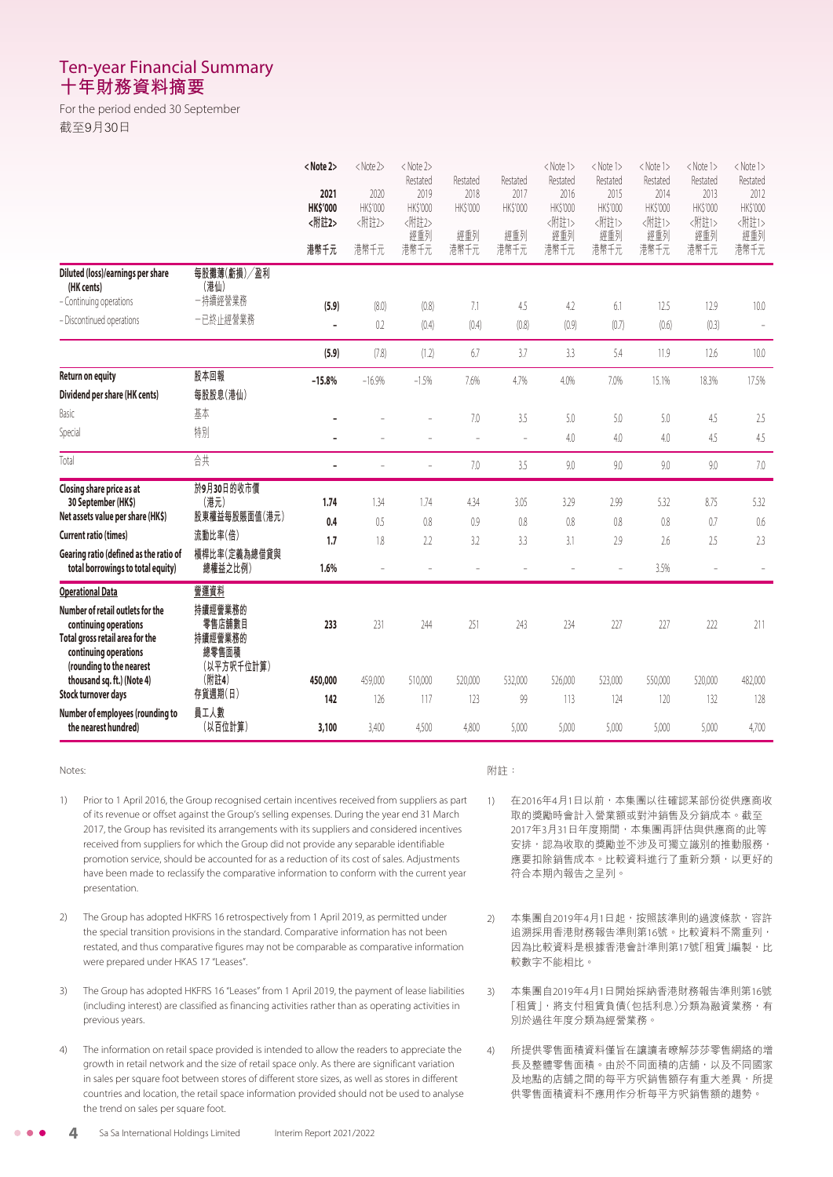# Ten-year Financial Summary
# 十年財務資料摘要

For the period ended 30 September
截至9月30日

| | | <Note 2> 2021 HK$'000 <附註2> 港幣千元 | <Note 2> 2020 HK$'000 <附註2> 港幣千元 | <Note 2> Restated 2019 HK$'000 <附註2> 經重列 港幣千元 | Restated 2018 HK$'000 經重列 港幣千元 | Restated 2017 HK$'000 經重列 港幣千元 | <Note 1> Restated 2016 HK$'000 <附註1> 經重列 港幣千元 | <Note 1> Restated 2015 HK$'000 <附註1> 經重列 港幣千元 | <Note 1> Restated 2014 HK$'000 <附註1> 經重列 港幣千元 | <Note 1> Restated 2013 HK$'000 <附註1> 經重列 港幣千元 | <Note 1> Restated 2012 HK$'000 <附註1> 經重列 港幣千元 |
|---|---|---|---|---|---|---|---|---|---|---|---|
| **Diluted (loss)/earnings per share (HK cents)** | **每股攤薄(虧損)/盈利 (港仙)** | | | | | | | | | | |
| – Continuing operations | –持續經營業務 | **(5.9)** | (8.0) | (0.8) | 7.1 | 4.5 | 4.2 | 6.1 | 12.5 | 12.9 | 10.0 |
| – Discontinued operations | –已終止經營業務 | **–** | 0.2 | (0.4) | (0.4) | (0.8) | (0.9) | (0.7) | (0.6) | (0.3) | – |
| | | **(5.9)** | (7.8) | (1.2) | 6.7 | 3.7 | 3.3 | 5.4 | 11.9 | 12.6 | 10.0 |
| **Return on equity** | **股本回報** | **–15.8%** | –16.9% | –1.5% | 7.6% | 4.7% | 4.0% | 7.0% | 15.1% | 18.3% | 17.5% |
| **Dividend per share (HK cents)** | **每股股息(港仙)** | | | | | | | | | | |
| Basic | 基本 | **–** | – | – | 7.0 | 3.5 | 5.0 | 5.0 | 5.0 | 4.5 | 2.5 |
| Special | 特別 | **–** | – | – | – | – | 4.0 | 4.0 | 4.0 | 4.5 | 4.5 |
| Total | 合共 | **–** | – | – | 7.0 | 3.5 | 9.0 | 9.0 | 9.0 | 9.0 | 7.0 |
| **Closing share price as at 30 September (HK$)** | **於9月30日的收市價 (港元)** | **1.74** | 1.34 | 1.74 | 4.34 | 3.05 | 3.29 | 2.99 | 5.32 | 8.75 | 5.32 |
| **Net assets value per share (HK$)** | **股東權益每股賬面值(港元)** | **0.4** | 0.5 | 0.8 | 0.9 | 0.8 | 0.8 | 0.8 | 0.8 | 0.7 | 0.6 |
| **Current ratio (times)** | **流動比率(倍)** | **1.7** | 1.8 | 2.2 | 3.2 | 3.3 | 3.1 | 2.9 | 2.6 | 2.5 | 2.3 |
| **Gearing ratio (defined as the ratio of total borrowings to total equity)** | **槓桿比率(定義為總借貸與總權益之比例)** | **1.6%** | – | – | – | – | – | – | 3.5% | – | – |
| **Operational Data** | **營運資料** | | | | | | | | | | |
| **Number of retail outlets for the continuing operations** | **持續經營業務的零售店舖數目** | **233** | 231 | 244 | 251 | 243 | 234 | 227 | 227 | 222 | 211 |
| **Total gross retail area for the continuing operations (rounding to the nearest thousand sq. ft.) (Note 4)** | **持續經營業務的總零售面積 (以平方呎千位計算) (附註4)** | **450,000** | 459,000 | 510,000 | 520,000 | 532,000 | 526,000 | 523,000 | 550,000 | 520,000 | 482,000 |
| **Stock turnover days** | **存貨週期(日)** | **142** | 126 | 117 | 123 | 99 | 113 | 124 | 120 | 132 | 128 |
| **Number of employees (rounding to the nearest hundred)** | **員工人數 (以百位計算)** | **3,100** | 3,400 | 4,500 | 4,800 | 5,000 | 5,000 | 5,000 | 5,000 | 5,000 | 4,700 |

Notes:

1) Prior to 1 April 2016, the Group recognised certain incentives received from suppliers as part of its revenue or offset against the Group's selling expenses. During the year end 31 March 2017, the Group has revisited its arrangements with its suppliers and considered incentives received from suppliers for which the Group did not provide any separable identifiable promotion service, should be accounted for as a reduction of its cost of sales. Adjustments have been made to reclassify the comparative information to conform with the current year presentation.

2) The Group has adopted HKFRS 16 retrospectively from 1 April 2019, as permitted under the special transition provisions in the standard. Comparative information has not been restated, and thus comparative figures may not be comparable as comparative information were prepared under HKAS 17 "Leases".

3) The Group has adopted HKFRS 16 "Leases" from 1 April 2019, the payment of lease liabilities (including interest) are classified as financing activities rather than as operating activities in previous years.

4) The information on retail space provided is intended to allow the readers to appreciate the growth in retail network and the size of retail space only. As there are significant variation in sales per square foot between stores of different store sizes, as well as stores in different countries and location, the retail space information provided should not be used to analyse the trend on sales per square foot.

附註：

1) 在2016年4月1日以前，本集團以往確認某部份從供應商收取的獎勵時會計入營業額或對沖銷售及分銷成本。截至2017年3月31日年度期間，本集團再評估與供應商的此等安排，認為收取的獎勵並不涉及可獨立識別的推動服務，應要扣除銷售成本。比較資料進行了重新分類，以更好的符合本期內報告之呈列。

2) 本集團自2019年4月1日起，按照該準則的過渡條款，容許追溯採用香港財務報告準則第16號。比較資料不需重列，因為比較資料是根據香港會計準則第17號「租賃」編製，比較數字不能相比。

3) 本集團自2019年4月1日開始採納香港財務報告準則第16號「租賃」，將支付租賃負債(包括利息)分類為融資業務，有別於過往年度分類為經營業務。

4) 所提供零售面積資料僅旨在讓讀者瞭解莎莎零售網絡的增長及整體零售面積。由於不同面積的店舖，以及不同國家及地點的店舖之間的每平方呎銷售額存有重大差異，所提供零售面積資料不應用作分析每平方呎銷售額的趨勢。